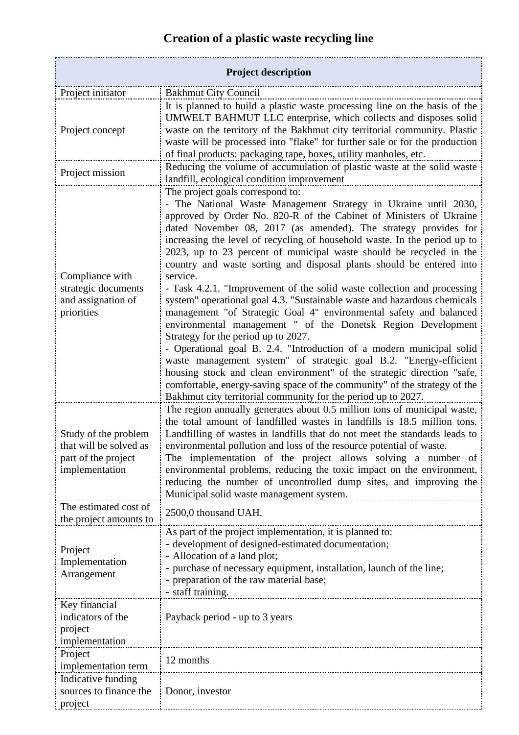# Creation of a plastic waste recycling line

| Project description | |
|---|---|
| Project initiator | Bakhmut City Council |
| Project concept | It is planned to build a plastic waste processing line on the basis of the UMWELT BAHMUT LLC enterprise, which collects and disposes solid waste on the territory of the Bakhmut city territorial community. Plastic waste will be processed into "flake" for further sale or for the production of final products: packaging tape, boxes, utility manholes, etc. |
| Project mission | Reducing the volume of accumulation of plastic waste at the solid waste landfill, ecological condition improvement |
| Compliance with strategic documents and assignation of priorities | The project goals correspond to:<br>- The National Waste Management Strategy in Ukraine until 2030, approved by Order No. 820-R of the Cabinet of Ministers of Ukraine dated November 08, 2017 (as amended). The strategy provides for increasing the level of recycling of household waste. In the period up to 2023, up to 23 percent of municipal waste should be recycled in the country and waste sorting and disposal plants should be entered into service.<br>- Task 4.2.1. "Improvement of the solid waste collection and processing system" operational goal 4.3. "Sustainable waste and hazardous chemicals management "of Strategic Goal 4" environmental safety and balanced environmental management " of the Donetsk Region Development Strategy for the period up to 2027.<br>- Operational goal B. 2.4. "Introduction of a modern municipal solid waste management system" of strategic goal B.2. "Energy-efficient housing stock and clean environment" of the strategic direction "safe, comfortable, energy-saving space of the community" of the strategy of the Bakhmut city territorial community for the period up to 2027. |
| Study of the problem that will be solved as part of the project implementation | The region annually generates about 0.5 million tons of municipal waste, the total amount of landfilled wastes in landfills is 18.5 million tons. Landfilling of wastes in landfills that do not meet the standards leads to environmental pollution and loss of the resource potential of waste.<br>The implementation of the project allows solving a number of environmental problems, reducing the toxic impact on the environment, reducing the number of uncontrolled dump sites, and improving the Municipal solid waste management system. |
| The estimated cost of the project amounts to | 2500,0 thousand UAH. |
| Project Implementation Arrangement | As part of the project implementation, it is planned to:<br>- development of designed-estimated documentation;<br>- Allocation of a land plot;<br>- purchase of necessary equipment, installation, launch of the line;<br>- preparation of the raw material base;<br>- staff training. |
| Key financial indicators of the project implementation | Payback period - up to 3 years |
| Project implementation term | 12 months |
| Indicative funding sources to finance the project | Donor, investor |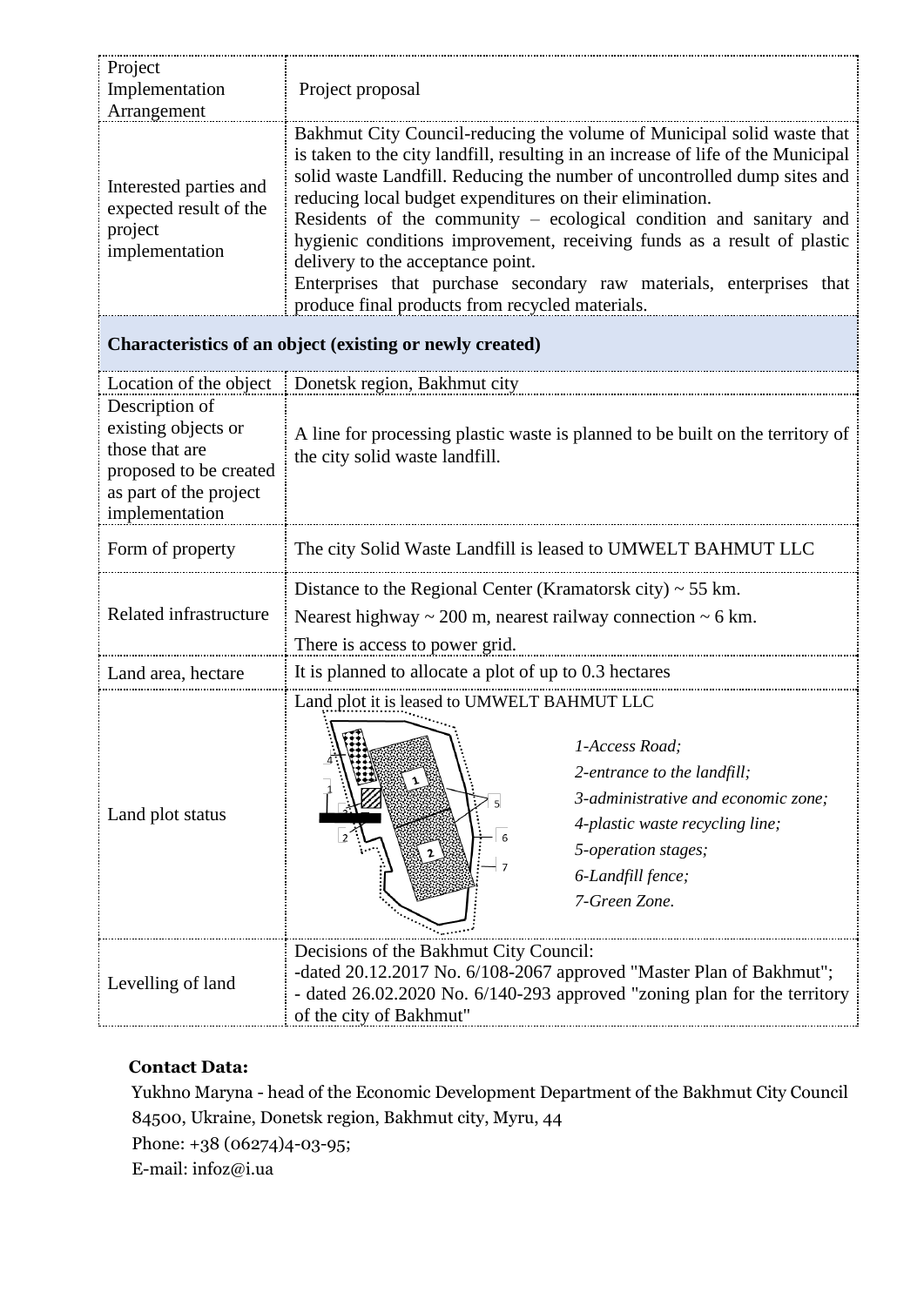| | |
|---|---|
| Project Implementation Arrangement | Project proposal |
| Interested parties and expected result of the project implementation | Bakhmut City Council-reducing the volume of Municipal solid waste that is taken to the city landfill, resulting in an increase of life of the Municipal solid waste Landfill. Reducing the number of uncontrolled dump sites and reducing local budget expenditures on their elimination.<br>Residents of the community – ecological condition and sanitary and hygienic conditions improvement, receiving funds as a result of plastic delivery to the acceptance point.<br>Enterprises that purchase secondary raw materials, enterprises that produce final products from recycled materials. |
| **Characteristics of an object (existing or newly created)** | |
| Location of the object | Donetsk region, Bakhmut city |
| Description of existing objects or those that are proposed to be created as part of the project implementation | A line for processing plastic waste is planned to be built on the territory of the city solid waste landfill. |
| Form of property | The city Solid Waste Landfill is leased to UMWELT BAHMUT LLC |
| Related infrastructure | Distance to the Regional Center (Kramatorsk city) ~ 55 km.<br>Nearest highway ~ 200 m, nearest railway connection ~ 6 km.<br>There is access to power grid. |
| Land area, hectare | It is planned to allocate a plot of up to 0.3 hectares |
| Land plot status | Land plot it is leased to UMWELT BAHMUT LLC<br>1 2 3 4 5 6 7<br>*1-Access Road;*<br>*2-entrance to the landfill;*<br>*3-administrative and economic zone;*<br>*4-plastic waste recycling line;*<br>*5-operation stages;*<br>*6-Landfill fence;*<br>*7-Green Zone.* |
| Levelling of land | Decisions of the Bakhmut City Council:<br>-dated 20.12.2017 No. 6/108-2067 approved "Master Plan of Bakhmut";<br>- dated 26.02.2020 No. 6/140-293 approved "zoning plan for the territory of the city of Bakhmut" |

**Contact Data:**

Yukhno Maryna - head of the Economic Development Department of the Bakhmut City Council
84500, Ukraine, Donetsk region, Bakhmut city, Myru, 44
Phone: +38 (06274)4-03-95;
E-mail: infoz@i.ua